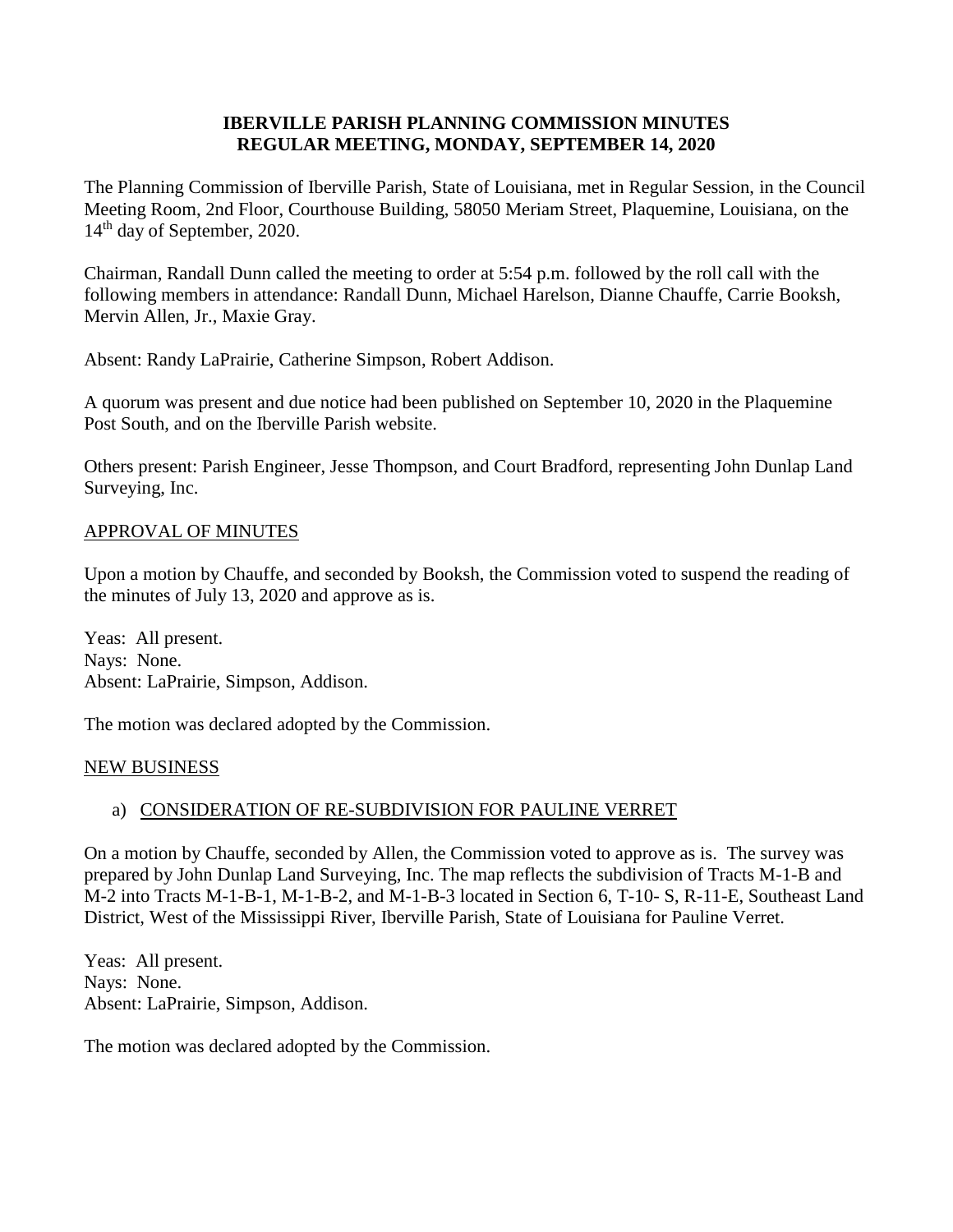**IBERVILLE PARISH PLANNING COMMISSION MINUTES**
**REGULAR MEETING, MONDAY, SEPTEMBER 14, 2020**

The Planning Commission of Iberville Parish, State of Louisiana, met in Regular Session, in the Council Meeting Room, 2nd Floor, Courthouse Building, 58050 Meriam Street, Plaquemine, Louisiana, on the 14th day of September, 2020.

Chairman, Randall Dunn called the meeting to order at 5:54 p.m. followed by the roll call with the following members in attendance: Randall Dunn, Michael Harelson, Dianne Chauffe, Carrie Booksh, Mervin Allen, Jr., Maxie Gray.

Absent: Randy LaPrairie, Catherine Simpson, Robert Addison.

A quorum was present and due notice had been published on September 10, 2020 in the Plaquemine Post South, and on the Iberville Parish website.

Others present: Parish Engineer, Jesse Thompson, and Court Bradford, representing John Dunlap Land Surveying, Inc.

APPROVAL OF MINUTES

Upon a motion by Chauffe, and seconded by Booksh, the Commission voted to suspend the reading of the minutes of July 13, 2020 and approve as is.

Yeas: All present.
Nays: None.
Absent: LaPrairie, Simpson, Addison.

The motion was declared adopted by the Commission.

NEW BUSINESS

a) CONSIDERATION OF RE-SUBDIVISION FOR PAULINE VERRET

On a motion by Chauffe, seconded by Allen, the Commission voted to approve as is. The survey was prepared by John Dunlap Land Surveying, Inc. The map reflects the subdivision of Tracts M-1-B and M-2 into Tracts M-1-B-1, M-1-B-2, and M-1-B-3 located in Section 6, T-10- S, R-11-E, Southeast Land District, West of the Mississippi River, Iberville Parish, State of Louisiana for Pauline Verret.

Yeas: All present.
Nays: None.
Absent: LaPrairie, Simpson, Addison.

The motion was declared adopted by the Commission.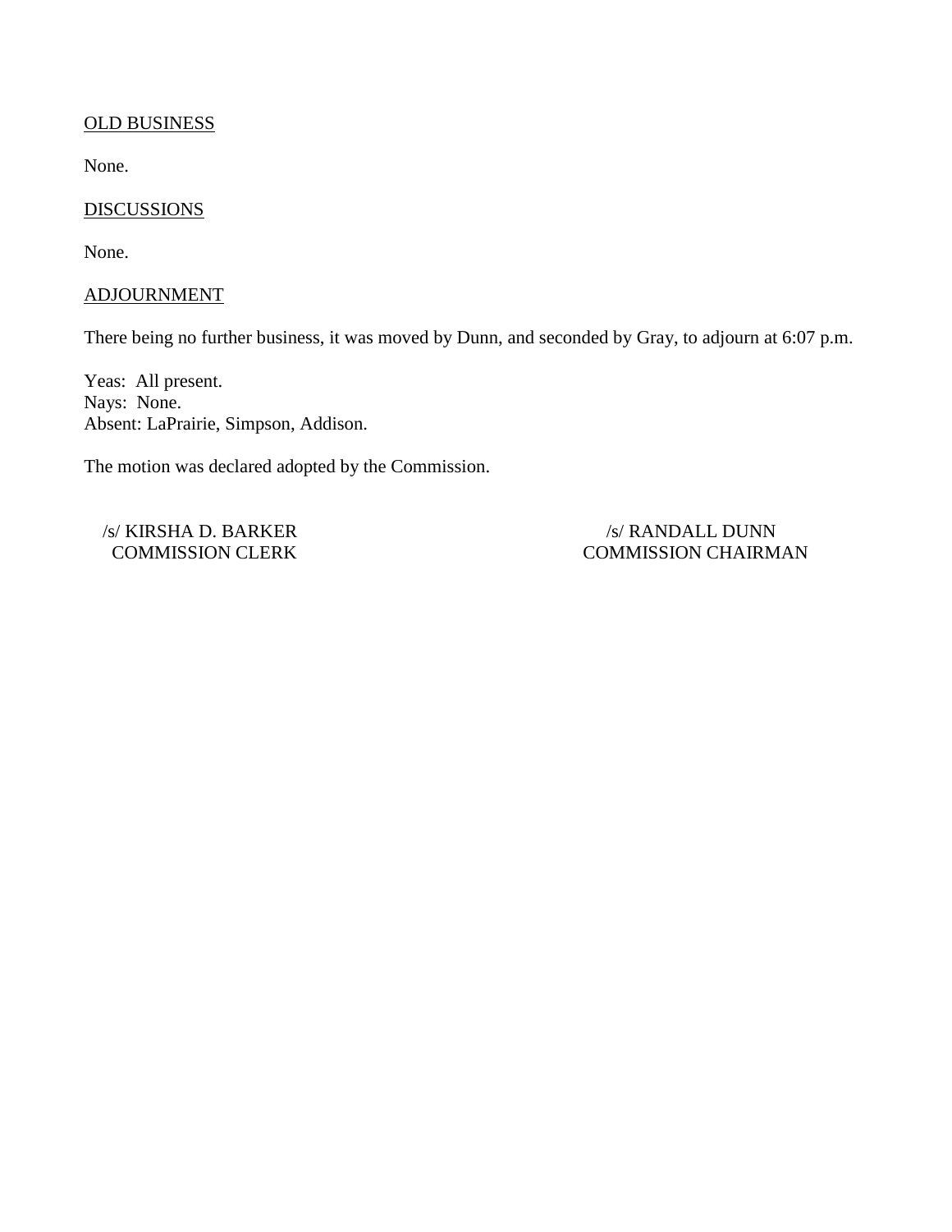<u>OLD BUSINESS</u>

None.

<u>DISCUSSIONS</u>

None.

<u>ADJOURNMENT</u>

There being no further business, it was moved by Dunn, and seconded by Gray, to adjourn at 6:07 p.m.

Yeas: All present.
Nays: None.
Absent: LaPrairie, Simpson, Addison.

The motion was declared adopted by the Commission.

| | |
|---|---|
| /s/ KIRSHA D. BARKER | /s/ RANDALL DUNN |
| COMMISSION CLERK | COMMISSION CHAIRMAN |